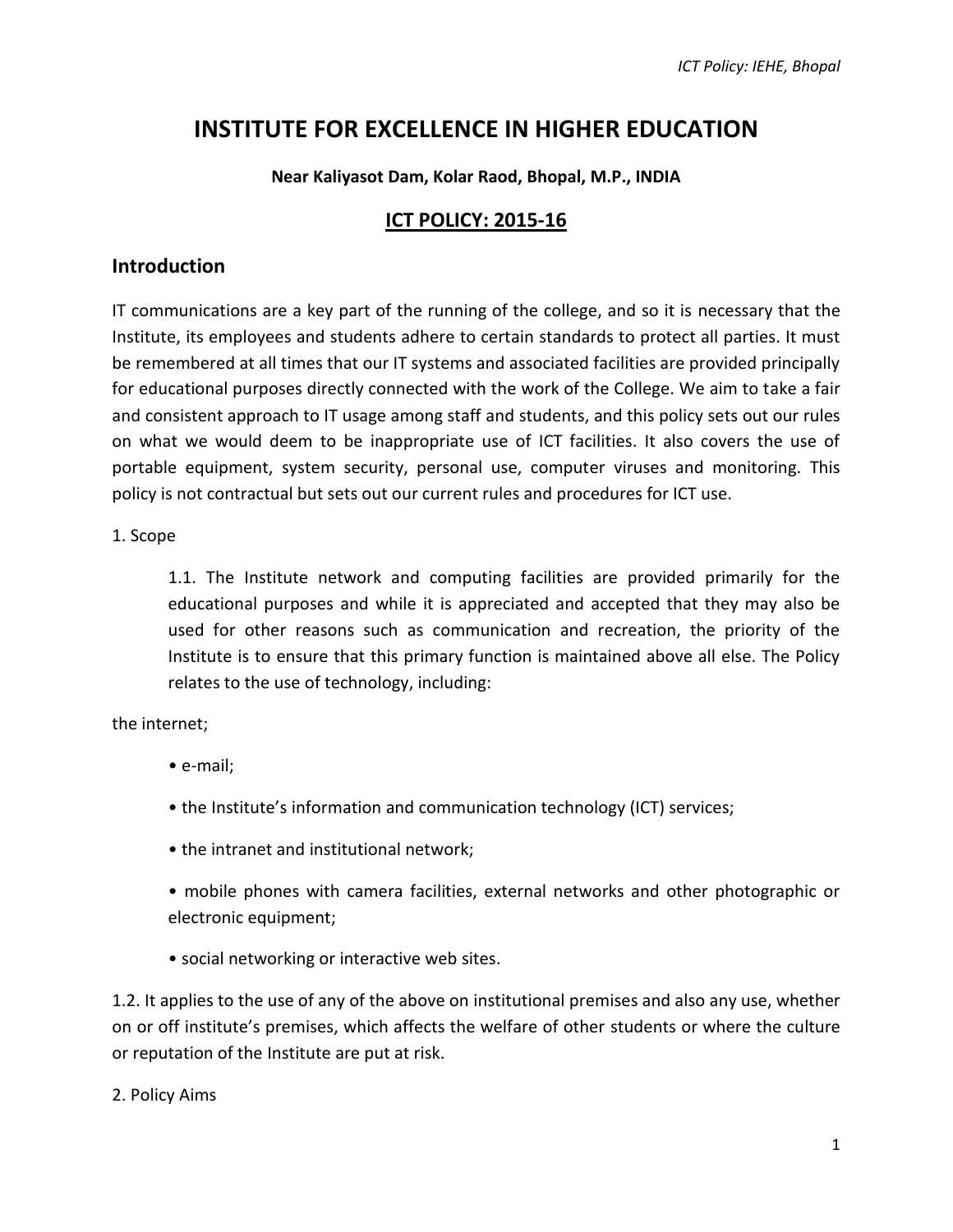# INSTITUTE FOR EXCELLENCE IN HIGHER EDUCATION

**Near Kaliyasot Dam, Kolar Raod, Bhopal, M.P., INDIA**

## ICT POLICY: 2015-16

## Introduction

IT communications are a key part of the running of the college, and so it is necessary that the Institute, its employees and students adhere to certain standards to protect all parties. It must be remembered at all times that our IT systems and associated facilities are provided principally for educational purposes directly connected with the work of the College. We aim to take a fair and consistent approach to IT usage among staff and students, and this policy sets out our rules on what we would deem to be inappropriate use of ICT facilities. It also covers the use of portable equipment, system security, personal use, computer viruses and monitoring. This policy is not contractual but sets out our current rules and procedures for ICT use.

1. Scope

1.1. The Institute network and computing facilities are provided primarily for the educational purposes and while it is appreciated and accepted that they may also be used for other reasons such as communication and recreation, the priority of the Institute is to ensure that this primary function is maintained above all else. The Policy relates to the use of technology, including:

the internet;

- e-mail;
- the Institute's information and communication technology (ICT) services;
- the intranet and institutional network;
- mobile phones with camera facilities, external networks and other photographic or electronic equipment;
- social networking or interactive web sites.

1.2. It applies to the use of any of the above on institutional premises and also any use, whether on or off institute's premises, which affects the welfare of other students or where the culture or reputation of the Institute are put at risk.

2. Policy Aims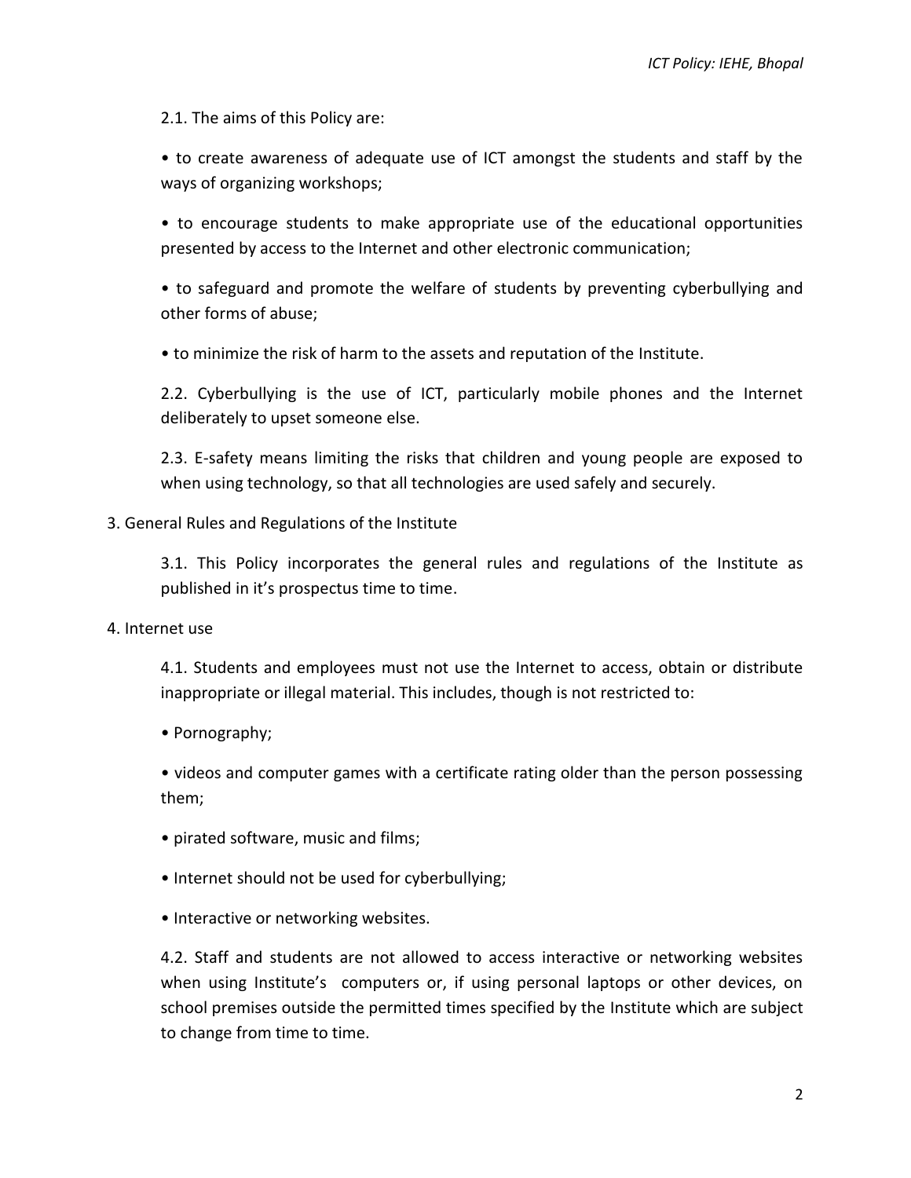2.1. The aims of this Policy are:

• to create awareness of adequate use of ICT amongst the students and staff by the ways of organizing workshops;

• to encourage students to make appropriate use of the educational opportunities presented by access to the Internet and other electronic communication;

• to safeguard and promote the welfare of students by preventing cyberbullying and other forms of abuse;

• to minimize the risk of harm to the assets and reputation of the Institute.

2.2. Cyberbullying is the use of ICT, particularly mobile phones and the Internet deliberately to upset someone else.

2.3. E-safety means limiting the risks that children and young people are exposed to when using technology, so that all technologies are used safely and securely.

3. General Rules and Regulations of the Institute

3.1. This Policy incorporates the general rules and regulations of the Institute as published in it's prospectus time to time.

4. Internet use

4.1. Students and employees must not use the Internet to access, obtain or distribute inappropriate or illegal material. This includes, though is not restricted to:

• Pornography;

• videos and computer games with a certificate rating older than the person possessing them;

• pirated software, music and films;

• Internet should not be used for cyberbullying;

• Interactive or networking websites.

4.2. Staff and students are not allowed to access interactive or networking websites when using Institute's computers or, if using personal laptops or other devices, on school premises outside the permitted times specified by the Institute which are subject to change from time to time.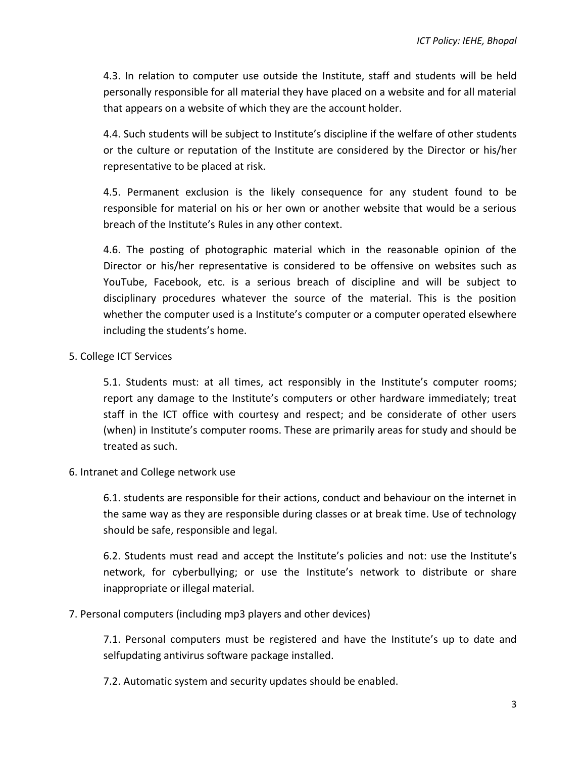4.3. In relation to computer use outside the Institute, staff and students will be held personally responsible for all material they have placed on a website and for all material that appears on a website of which they are the account holder.

4.4. Such students will be subject to Institute's discipline if the welfare of other students or the culture or reputation of the Institute are considered by the Director or his/her representative to be placed at risk.

4.5. Permanent exclusion is the likely consequence for any student found to be responsible for material on his or her own or another website that would be a serious breach of the Institute's Rules in any other context.

4.6. The posting of photographic material which in the reasonable opinion of the Director or his/her representative is considered to be offensive on websites such as YouTube, Facebook, etc. is a serious breach of discipline and will be subject to disciplinary procedures whatever the source of the material. This is the position whether the computer used is a Institute's computer or a computer operated elsewhere including the students's home.

5. College ICT Services

5.1. Students must: at all times, act responsibly in the Institute's computer rooms; report any damage to the Institute's computers or other hardware immediately; treat staff in the ICT office with courtesy and respect; and be considerate of other users (when) in Institute's computer rooms. These are primarily areas for study and should be treated as such.

6. Intranet and College network use

6.1. students are responsible for their actions, conduct and behaviour on the internet in the same way as they are responsible during classes or at break time. Use of technology should be safe, responsible and legal.

6.2. Students must read and accept the Institute's policies and not: use the Institute's network, for cyberbullying; or use the Institute's network to distribute or share inappropriate or illegal material.

7. Personal computers (including mp3 players and other devices)

7.1. Personal computers must be registered and have the Institute's up to date and selfupdating antivirus software package installed.

7.2. Automatic system and security updates should be enabled.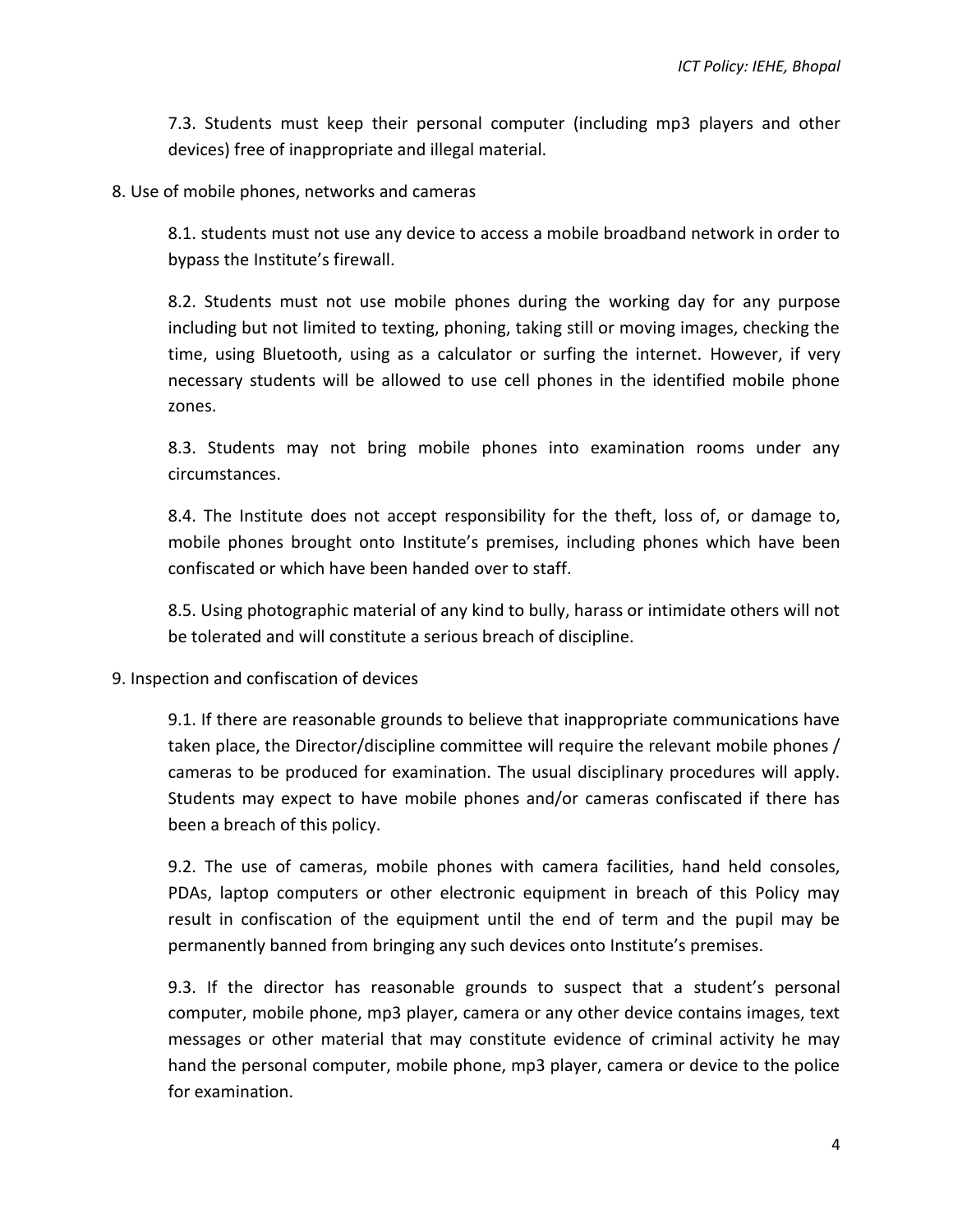7.3. Students must keep their personal computer (including mp3 players and other devices) free of inappropriate and illegal material.

8. Use of mobile phones, networks and cameras

8.1. students must not use any device to access a mobile broadband network in order to bypass the Institute's firewall.

8.2. Students must not use mobile phones during the working day for any purpose including but not limited to texting, phoning, taking still or moving images, checking the time, using Bluetooth, using as a calculator or surfing the internet. However, if very necessary students will be allowed to use cell phones in the identified mobile phone zones.

8.3. Students may not bring mobile phones into examination rooms under any circumstances.

8.4. The Institute does not accept responsibility for the theft, loss of, or damage to, mobile phones brought onto Institute's premises, including phones which have been confiscated or which have been handed over to staff.

8.5. Using photographic material of any kind to bully, harass or intimidate others will not be tolerated and will constitute a serious breach of discipline.

9. Inspection and confiscation of devices

9.1. If there are reasonable grounds to believe that inappropriate communications have taken place, the Director/discipline committee will require the relevant mobile phones / cameras to be produced for examination. The usual disciplinary procedures will apply. Students may expect to have mobile phones and/or cameras confiscated if there has been a breach of this policy.

9.2. The use of cameras, mobile phones with camera facilities, hand held consoles, PDAs, laptop computers or other electronic equipment in breach of this Policy may result in confiscation of the equipment until the end of term and the pupil may be permanently banned from bringing any such devices onto Institute's premises.

9.3. If the director has reasonable grounds to suspect that a student's personal computer, mobile phone, mp3 player, camera or any other device contains images, text messages or other material that may constitute evidence of criminal activity he may hand the personal computer, mobile phone, mp3 player, camera or device to the police for examination.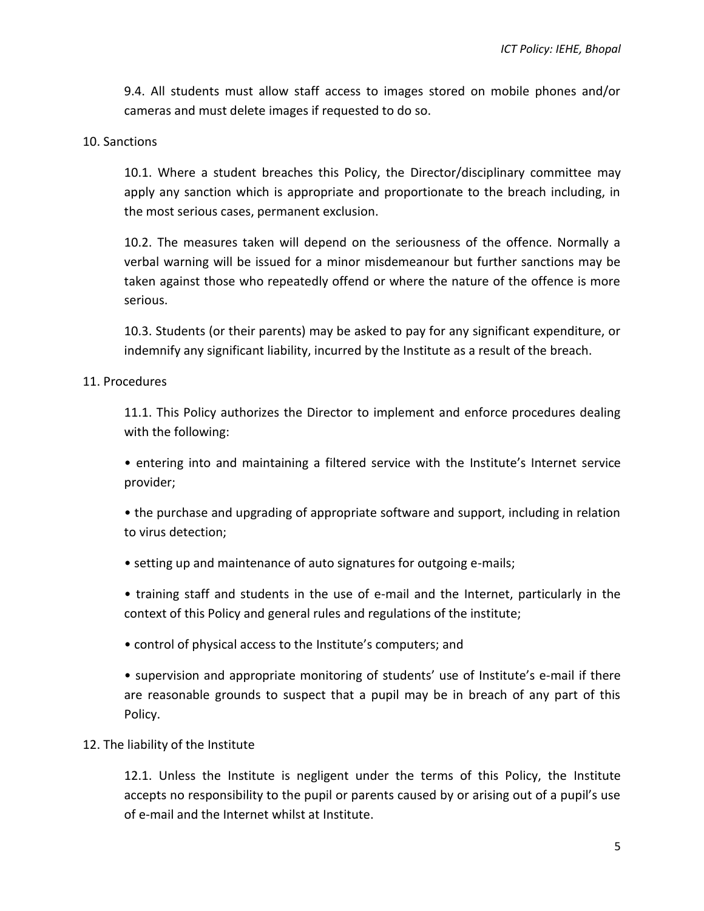9.4. All students must allow staff access to images stored on mobile phones and/or cameras and must delete images if requested to do so.

## 10. Sanctions

10.1. Where a student breaches this Policy, the Director/disciplinary committee may apply any sanction which is appropriate and proportionate to the breach including, in the most serious cases, permanent exclusion.

10.2. The measures taken will depend on the seriousness of the offence. Normally a verbal warning will be issued for a minor misdemeanour but further sanctions may be taken against those who repeatedly offend or where the nature of the offence is more serious.

10.3. Students (or their parents) may be asked to pay for any significant expenditure, or indemnify any significant liability, incurred by the Institute as a result of the breach.

## 11. Procedures

11.1. This Policy authorizes the Director to implement and enforce procedures dealing with the following:

- entering into and maintaining a filtered service with the Institute's Internet service provider;
- the purchase and upgrading of appropriate software and support, including in relation to virus detection;
- setting up and maintenance of auto signatures for outgoing e-mails;
- training staff and students in the use of e-mail and the Internet, particularly in the context of this Policy and general rules and regulations of the institute;
- control of physical access to the Institute's computers; and
- supervision and appropriate monitoring of students' use of Institute's e-mail if there are reasonable grounds to suspect that a pupil may be in breach of any part of this Policy.

## 12. The liability of the Institute

12.1. Unless the Institute is negligent under the terms of this Policy, the Institute accepts no responsibility to the pupil or parents caused by or arising out of a pupil's use of e-mail and the Internet whilst at Institute.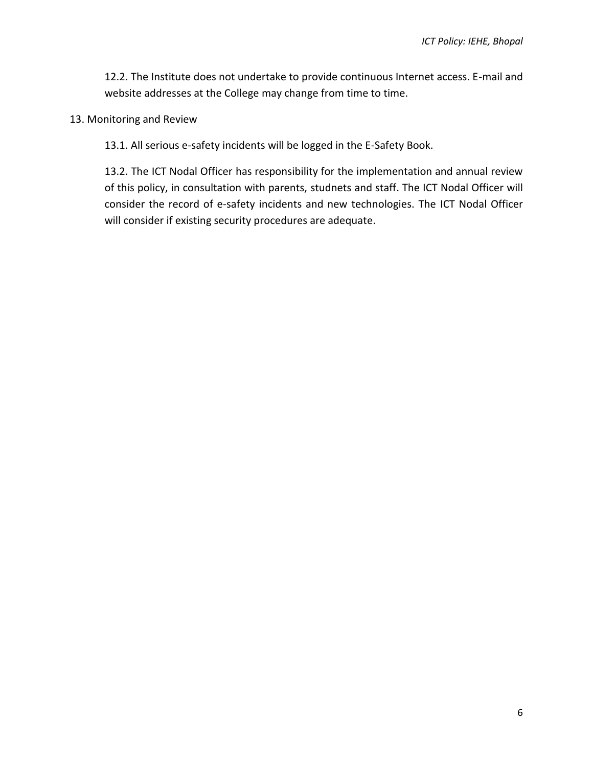12.2. The Institute does not undertake to provide continuous Internet access. E-mail and website addresses at the College may change from time to time.

## 13. Monitoring and Review

13.1. All serious e-safety incidents will be logged in the E-Safety Book.

13.2. The ICT Nodal Officer has responsibility for the implementation and annual review of this policy, in consultation with parents, studnets and staff. The ICT Nodal Officer will consider the record of e-safety incidents and new technologies. The ICT Nodal Officer will consider if existing security procedures are adequate.